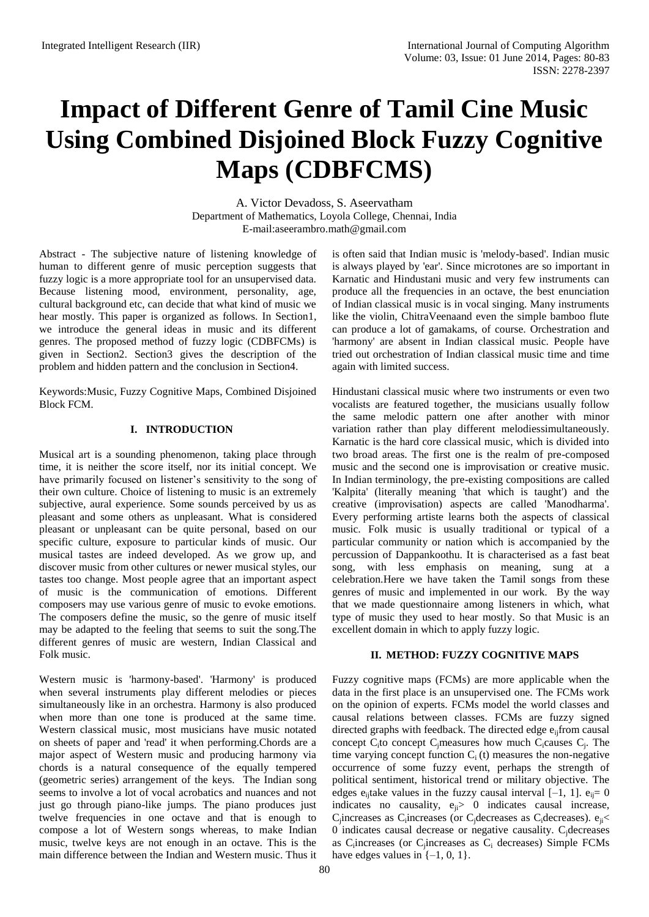# Impact of Different Genre of Tamil Cine Music Using Combined Disjoined Block Fuzzy Cognitive Maps (CDBFCMS)

A. Victor Devadoss, S. Aseervatham
Department of Mathematics, Loyola College, Chennai, India
E-mail:aseerambro.math@gmail.com

Abstract - The subjective nature of listening knowledge of human to different genre of music perception suggests that fuzzy logic is a more appropriate tool for an unsupervised data. Because listening mood, environment, personality, age, cultural background etc, can decide that what kind of music we hear mostly. This paper is organized as follows. In Section1, we introduce the general ideas in music and its different genres. The proposed method of fuzzy logic (CDBFCMs) is given in Section2. Section3 gives the description of the problem and hidden pattern and the conclusion in Section4.

Keywords:Music, Fuzzy Cognitive Maps, Combined Disjoined Block FCM.

## I. INTRODUCTION

Musical art is a sounding phenomenon, taking place through time, it is neither the score itself, nor its initial concept. We have primarily focused on listener's sensitivity to the song of their own culture. Choice of listening to music is an extremely subjective, aural experience. Some sounds perceived by us as pleasant and some others as unpleasant. What is considered pleasant or unpleasant can be quite personal, based on our specific culture, exposure to particular kinds of music. Our musical tastes are indeed developed. As we grow up, and discover music from other cultures or newer musical styles, our tastes too change. Most people agree that an important aspect of music is the communication of emotions. Different composers may use various genre of music to evoke emotions. The composers define the music, so the genre of music itself may be adapted to the feeling that seems to suit the song.The different genres of music are western, Indian Classical and Folk music.

Western music is 'harmony-based'. 'Harmony' is produced when several instruments play different melodies or pieces simultaneously like in an orchestra. Harmony is also produced when more than one tone is produced at the same time. Western classical music, most musicians have music notated on sheets of paper and 'read' it when performing.Chords are a major aspect of Western music and producing harmony via chords is a natural consequence of the equally tempered (geometric series) arrangement of the keys. The Indian song seems to involve a lot of vocal acrobatics and nuances and not just go through piano-like jumps. The piano produces just twelve frequencies in one octave and that is enough to compose a lot of Western songs whereas, to make Indian music, twelve keys are not enough in an octave. This is the main difference between the Indian and Western music. Thus it is often said that Indian music is 'melody-based'. Indian music is always played by 'ear'. Since microtones are so important in Karnatic and Hindustani music and very few instruments can produce all the frequencies in an octave, the best enunciation of Indian classical music is in vocal singing. Many instruments like the violin, ChitraVeenaand even the simple bamboo flute can produce a lot of gamakams, of course. Orchestration and 'harmony' are absent in Indian classical music. People have tried out orchestration of Indian classical music time and time again with limited success.

Hindustani classical music where two instruments or even two vocalists are featured together, the musicians usually follow the same melodic pattern one after another with minor variation rather than play different melodiessimultaneously. Karnatic is the hard core classical music, which is divided into two broad areas. The first one is the realm of pre-composed music and the second one is improvisation or creative music. In Indian terminology, the pre-existing compositions are called 'Kalpita' (literally meaning 'that which is taught') and the creative (improvisation) aspects are called 'Manodharma'. Every performing artiste learns both the aspects of classical music. Folk music is usually traditional or typical of a particular community or nation which is accompanied by the percussion of Dappankoothu. It is characterised as a fast beat song, with less emphasis on meaning, sung at a celebration.Here we have taken the Tamil songs from these genres of music and implemented in our work. By the way that we made questionnaire among listeners in which, what type of music they used to hear mostly. So that Music is an excellent domain in which to apply fuzzy logic.

## II. METHOD: FUZZY COGNITIVE MAPS

Fuzzy cognitive maps (FCMs) are more applicable when the data in the first place is an unsupervised one. The FCMs work on the opinion of experts. FCMs model the world classes and causal relations between classes. FCMs are fuzzy signed directed graphs with feedback. The directed edge $e_{ij}$from causal concept $C_i$to concept $C_j$measures how much $C_i$causes $C_j$. The time varying concept function $C_i$ (t) measures the non-negative occurrence of some fuzzy event, perhaps the strength of political sentiment, historical trend or military objective. The edges $e_{ij}$take values in the fuzzy causal interval $[-1, 1]$. $e_{ij}= 0$ indicates no causality, $e_{ji}> 0$ indicates causal increase, $C_j$increases as $C_i$increases (or $C_j$decreases as $C_i$decreases). $e_{ji}< 0$ indicates causal decrease or negative causality. $C_j$decreases as $C_i$increases (or $C_j$increases as $C_i$ decreases) Simple FCMs have edges values in $\{-1, 0, 1\}$.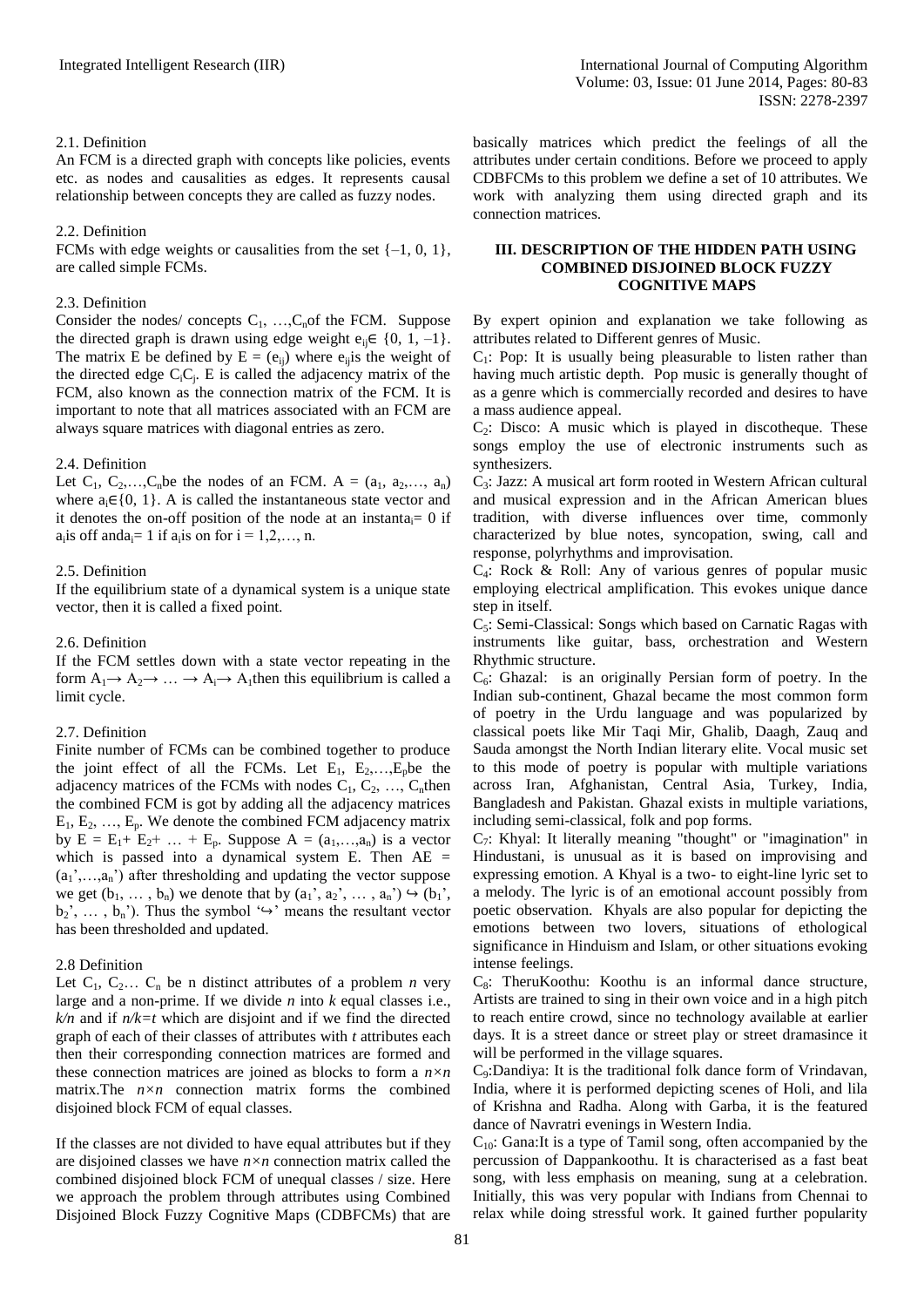2.1. Definition

An FCM is a directed graph with concepts like policies, events etc. as nodes and causalities as edges. It represents causal relationship between concepts they are called as fuzzy nodes.

2.2. Definition

FCMs with edge weights or causalities from the set $\{-1, 0, 1\}$, are called simple FCMs.

2.3. Definition

Consider the nodes/ concepts $C_1, \ldots, C_n$of the FCM. Suppose the directed graph is drawn using edge weight $e_{ij} \in \{0, 1, -1\}$. The matrix E be defined by $E = (e_{ij})$ where $e_{ij}$is the weight of the directed edge $C_iC_j$. E is called the adjacency matrix of the FCM, also known as the connection matrix of the FCM. It is important to note that all matrices associated with an FCM are always square matrices with diagonal entries as zero.

2.4. Definition

Let $C_1, C_2, \ldots, C_n$be the nodes of an FCM. $A = (a_1, a_2, \ldots, a_n)$ where $a_i \in \{0, 1\}$. A is called the instantaneous state vector and it denotes the on-off position of the node at an instant$a_i = 0$ if $a_i$is off and$a_i = 1$ if $a_i$is on for $i = 1,2,\ldots, n$.

2.5. Definition

If the equilibrium state of a dynamical system is a unique state vector, then it is called a fixed point.

2.6. Definition

If the FCM settles down with a state vector repeating in the form $A_1 \rightarrow A_2 \rightarrow \ldots \rightarrow A_i \rightarrow A_1$then this equilibrium is called a limit cycle.

2.7. Definition

Finite number of FCMs can be combined together to produce the joint effect of all the FCMs. Let $E_1, E_2, \ldots, E_p$be the adjacency matrices of the FCMs with nodes $C_1, C_2, \ldots, C_n$then the combined FCM is got by adding all the adjacency matrices $E_1, E_2, \ldots, E_p$. We denote the combined FCM adjacency matrix by $E = E_1 + E_2 + \ldots + E_p$. Suppose $A = (a_1, \ldots, a_n)$ is a vector which is passed into a dynamical system E. Then $AE = (a_1', \ldots, a_n')$ after thresholding and updating the vector suppose we get $(b_1, \ldots, b_n)$ we denote that by $(a_1', a_2', \ldots, a_n') \hookrightarrow (b_1', b_2', \ldots, b_n')$. Thus the symbol '$\hookrightarrow$' means the resultant vector has been thresholded and updated.

2.8 Definition

Let $C_1, C_2 \ldots C_n$ be n distinct attributes of a problem *n* very large and a non-prime. If we divide *n* into *k* equal classes i.e., $k/n$ and if $n/k = t$ which are disjoint and if we find the directed graph of each of their classes of attributes with *t* attributes each then their corresponding connection matrices are formed and these connection matrices are joined as blocks to form a $n \times n$ matrix.The $n \times n$ connection matrix forms the combined disjoined block FCM of equal classes.

If the classes are not divided to have equal attributes but if they are disjoined classes we have $n \times n$ connection matrix called the combined disjoined block FCM of unequal classes / size. Here we approach the problem through attributes using Combined Disjoined Block Fuzzy Cognitive Maps (CDBFCMs) that are basically matrices which predict the feelings of all the attributes under certain conditions. Before we proceed to apply CDBFCMs to this problem we define a set of 10 attributes. We work with analyzing them using directed graph and its connection matrices.

## III. DESCRIPTION OF THE HIDDEN PATH USING COMBINED DISJOINED BLOCK FUZZY COGNITIVE MAPS

By expert opinion and explanation we take following as attributes related to Different genres of Music.

$C_1$: Pop: It is usually being pleasurable to listen rather than having much artistic depth. Pop music is generally thought of as a genre which is commercially recorded and desires to have a mass audience appeal.

$C_2$: Disco: A music which is played in discotheque. These songs employ the use of electronic instruments such as synthesizers.

$C_3$: Jazz: A musical art form rooted in Western African cultural and musical expression and in the African American blues tradition, with diverse influences over time, commonly characterized by blue notes, syncopation, swing, call and response, polyrhythms and improvisation.

$C_4$: Rock & Roll: Any of various genres of popular music employing electrical amplification. This evokes unique dance step in itself.

$C_5$: Semi-Classical: Songs which based on Carnatic Ragas with instruments like guitar, bass, orchestration and Western Rhythmic structure.

$C_6$: Ghazal: is an originally Persian form of poetry. In the Indian sub-continent, Ghazal became the most common form of poetry in the Urdu language and was popularized by classical poets like Mir Taqi Mir, Ghalib, Daagh, Zauq and Sauda amongst the North Indian literary elite. Vocal music set to this mode of poetry is popular with multiple variations across Iran, Afghanistan, Central Asia, Turkey, India, Bangladesh and Pakistan. Ghazal exists in multiple variations, including semi-classical, folk and pop forms.

$C_7$: Khyal: It literally meaning "thought" or "imagination" in Hindustani, is unusual as it is based on improvising and expressing emotion. A Khyal is a two- to eight-line lyric set to a melody. The lyric is of an emotional account possibly from poetic observation. Khyals are also popular for depicting the emotions between two lovers, situations of ethological significance in Hinduism and Islam, or other situations evoking intense feelings.

$C_8$: TheruKoothu: Koothu is an informal dance structure, Artists are trained to sing in their own voice and in a high pitch to reach entire crowd, since no technology available at earlier days. It is a street dance or street play or street dramasince it will be performed in the village squares.

$C_9$:Dandiya: It is the traditional folk dance form of Vrindavan, India, where it is performed depicting scenes of Holi, and lila of Krishna and Radha. Along with Garba, it is the featured dance of Navratri evenings in Western India.

$C_{10}$: Gana:It is a type of Tamil song, often accompanied by the percussion of Dappankoothu. It is characterised as a fast beat song, with less emphasis on meaning, sung at a celebration. Initially, this was very popular with Indians from Chennai to relax while doing stressful work. It gained further popularity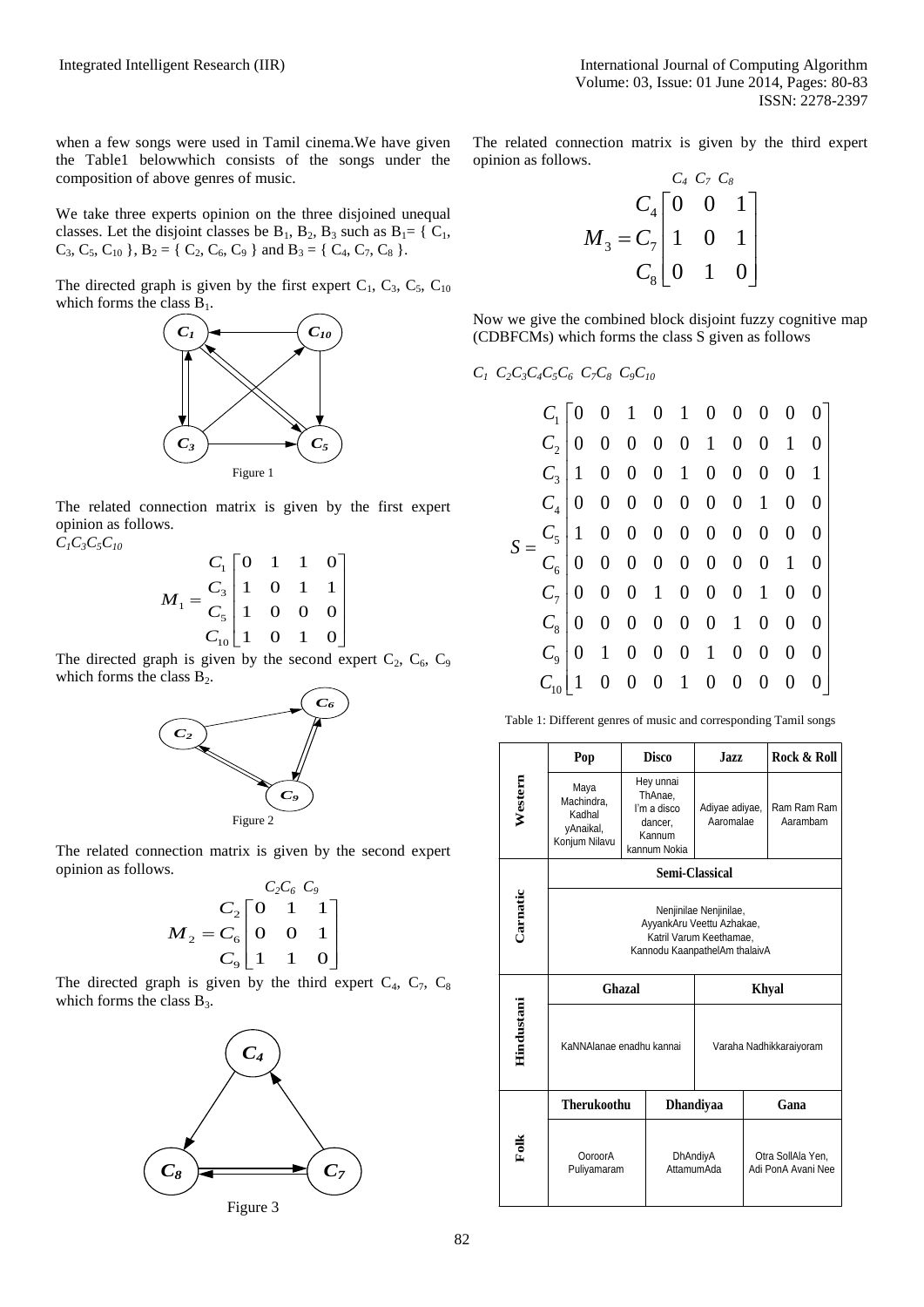when a few songs were used in Tamil cinema.We have given the Table1 belowwhich consists of the songs under the composition of above genres of music.

We take three experts opinion on the three disjoined unequal classes. Let the disjoint classes be $B_1$, $B_2$, $B_3$ such as $B_1 = \{ C_1, C_3, C_5, C_{10} \}$, $B_2 = \{ C_2, C_6, C_9 \}$ and $B_3 = \{ C_4, C_7, C_8 \}$.

The directed graph is given by the first expert $C_1$, $C_3$, $C_5$, $C_{10}$ which forms the class $B_1$.

Figure 1

The related connection matrix is given by the first expert opinion as follows.

$C_1 C_3 C_5 C_{10}$

$$M_1 = \begin{matrix} C_1 \\ C_3 \\ C_5 \\ C_{10} \end{matrix} \begin{bmatrix} 0 & 1 & 1 & 0 \\ 1 & 0 & 1 & 1 \\ 1 & 0 & 0 & 0 \\ 1 & 0 & 1 & 0 \end{bmatrix}$$

The directed graph is given by the second expert $C_2$, $C_6$, $C_9$ which forms the class $B_2$.

Figure 2

The related connection matrix is given by the second expert opinion as follows.

$$M_2 = \begin{matrix} \\ C_2 \\ C_6 \\ C_9 \end{matrix} \begin{matrix} C_2 & C_6 & C_9 \\ \begin{bmatrix} 0 & 1 & 1 \\ 0 & 0 & 1 \\ 1 & 1 & 0 \end{bmatrix} \end{matrix}$$

The directed graph is given by the third expert $C_4$, $C_7$, $C_8$ which forms the class $B_3$.

Figure 3

The related connection matrix is given by the third expert opinion as follows.

$$M_3 = \begin{matrix} \\ C_4 \\ C_7 \\ C_8 \end{matrix} \begin{matrix} C_4 & C_7 & C_8 \\ \begin{bmatrix} 0 & 0 & 1 \\ 1 & 0 & 1 \\ 0 & 1 & 0 \end{bmatrix} \end{matrix}$$

Now we give the combined block disjoint fuzzy cognitive map (CDBFCMs) which forms the class S given as follows

$C_1\ C_2 C_3 C_4 C_5 C_6\ C_7 C_8\ C_9 C_{10}$

$$S = \begin{matrix} C_1 \\ C_2 \\ C_3 \\ C_4 \\ C_5 \\ C_6 \\ C_7 \\ C_8 \\ C_9 \\ C_{10} \end{matrix} \begin{bmatrix} 0 & 0 & 1 & 0 & 1 & 0 & 0 & 0 & 0 & 0 \\ 0 & 0 & 0 & 0 & 0 & 1 & 0 & 0 & 1 & 0 \\ 1 & 0 & 0 & 0 & 1 & 0 & 0 & 0 & 0 & 1 \\ 0 & 0 & 0 & 0 & 0 & 0 & 0 & 1 & 0 & 0 \\ 1 & 0 & 0 & 0 & 0 & 0 & 0 & 0 & 0 & 0 \\ 0 & 0 & 0 & 0 & 0 & 0 & 0 & 0 & 1 & 0 \\ 0 & 0 & 0 & 1 & 0 & 0 & 0 & 1 & 0 & 0 \\ 0 & 0 & 0 & 0 & 0 & 0 & 1 & 0 & 0 & 0 \\ 0 & 1 & 0 & 0 & 0 & 1 & 0 & 0 & 0 & 0 \\ 1 & 0 & 0 & 0 & 1 & 0 & 0 & 0 & 0 & 0 \end{bmatrix}$$

Table 1: Different genres of music and corresponding Tamil songs

| | | | | |
|---|---|---|---|---|
| **Western** | **Pop** | **Disco** | **Jazz** | **Rock & Roll** |
| | Maya Machindra, Kadhal yAnaikal, Konjum Nilavu | Hey unnai ThAnae, I'm a disco dancer, Kannum kannum Nokia | Adiyae adiyae, Aaromalae | Ram Ram Ram Aarambam |
| **Carnatic** | **Semi-Classical** | | | |
| | Nenjinilae Nenjinilae, AyyankAru Veettu Azhakae, Katril Varum Keethamae, Kannodu KaanpathelAm thalaivA | | | |
| **Hindustani** | **Ghazal** | | **Khyal** | |
| | KaNNAlanae enadhu kannai | | Varaha Nadhikkaraiyoram | |
| **Folk** | **Therukoothu** | **Dhandiyaa** | **Gana** | |
| | OoroorA Puliyamaram | DhAndiyA AttamumAda | Otra SollAla Yen, Adi PonA Avani Nee | |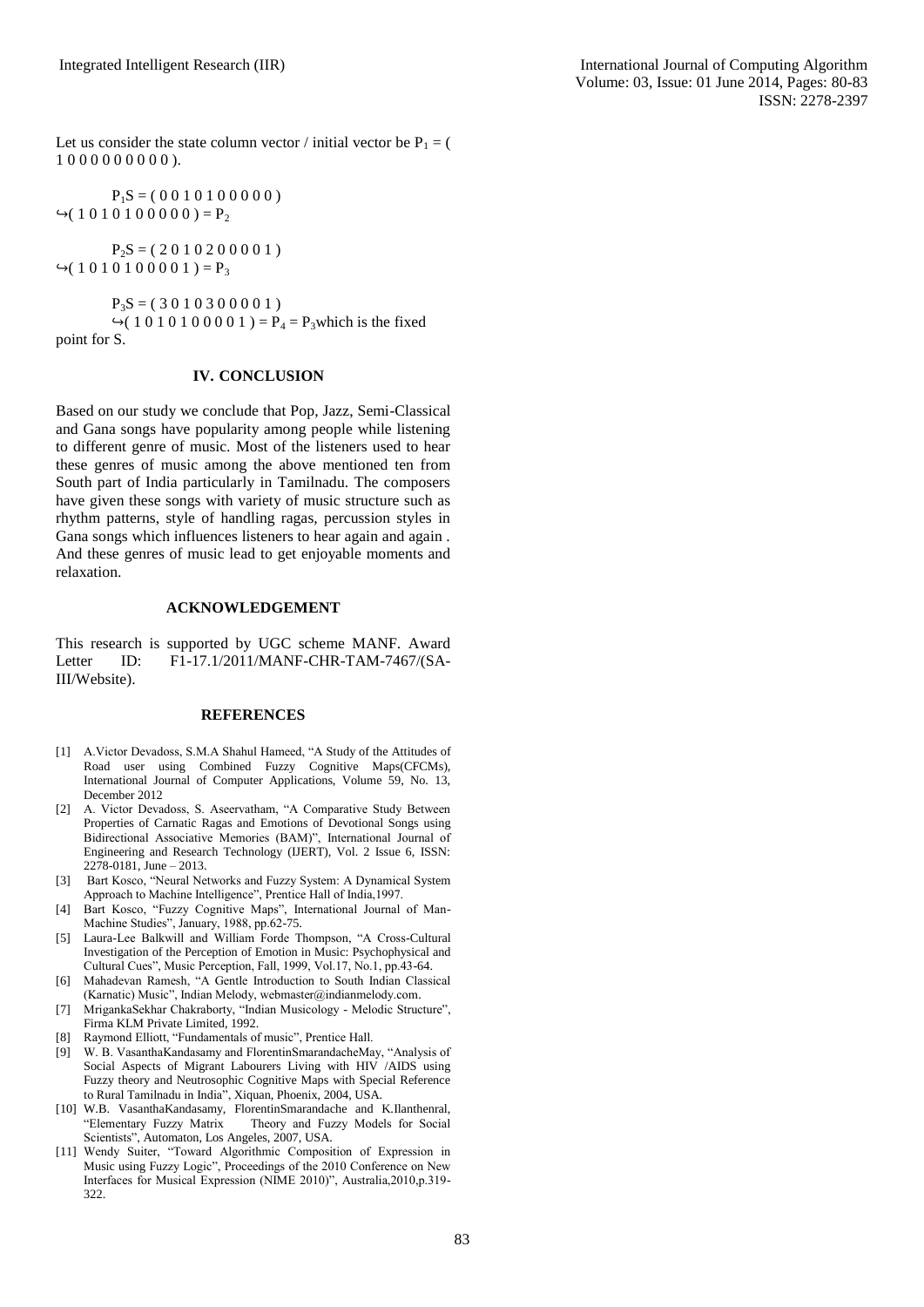Let us consider the state column vector / initial vector be $P_1$ = ( 1 0 0 0 0 0 0 0 0 0 ).

$P_1S$ = ( 0 0 1 0 1 0 0 0 0 0 ) ↪( 1 0 1 0 1 0 0 0 0 0 ) = $P_2$

$P_2S$ = ( 2 0 1 0 2 0 0 0 0 1 ) ↪( 1 0 1 0 1 0 0 0 0 1 ) = $P_3$

$P_3S$ = ( 3 0 1 0 3 0 0 0 0 1 ) ↪( 1 0 1 0 1 0 0 0 0 1 ) = $P_4$ = $P_3$ which is the fixed point for S.

## IV. CONCLUSION

Based on our study we conclude that Pop, Jazz, Semi-Classical and Gana songs have popularity among people while listening to different genre of music. Most of the listeners used to hear these genres of music among the above mentioned ten from South part of India particularly in Tamilnadu. The composers have given these songs with variety of music structure such as rhythm patterns, style of handling ragas, percussion styles in Gana songs which influences listeners to hear again and again . And these genres of music lead to get enjoyable moments and relaxation.

## ACKNOWLEDGEMENT

This research is supported by UGC scheme MANF. Award Letter ID: F1-17.1/2011/MANF-CHR-TAM-7467/(SA-III/Website).

## REFERENCES

[1] A.Victor Devadoss, S.M.A Shahul Hameed, "A Study of the Attitudes of Road user using Combined Fuzzy Cognitive Maps(CFCMs), International Journal of Computer Applications, Volume 59, No. 13, December 2012

[2] A. Victor Devadoss, S. Aseervatham, "A Comparative Study Between Properties of Carnatic Ragas and Emotions of Devotional Songs using Bidirectional Associative Memories (BAM)", International Journal of Engineering and Research Technology (IJERT), Vol. 2 Issue 6, ISSN: 2278-0181, June – 2013.

[3] Bart Kosco, "Neural Networks and Fuzzy System: A Dynamical System Approach to Machine Intelligence", Prentice Hall of India,1997.

[4] Bart Kosco, "Fuzzy Cognitive Maps", International Journal of Man-Machine Studies", January, 1988, pp.62-75.

[5] Laura-Lee Balkwill and William Forde Thompson, "A Cross-Cultural Investigation of the Perception of Emotion in Music: Psychophysical and Cultural Cues", Music Perception, Fall, 1999, Vol.17, No.1, pp.43-64.

[6] Mahadevan Ramesh, "A Gentle Introduction to South Indian Classical (Karnatic) Music", Indian Melody, webmaster@indianmelody.com.

[7] MrigankaSekhar Chakraborty, "Indian Musicology - Melodic Structure", Firma KLM Private Limited, 1992.

[8] Raymond Elliott, "Fundamentals of music", Prentice Hall.

[9] W. B. VasanthaKandasamy and FlorentinSmarandacheMay, "Analysis of Social Aspects of Migrant Labourers Living with HIV /AIDS using Fuzzy theory and Neutrosophic Cognitive Maps with Special Reference to Rural Tamilnadu in India", Xiquan, Phoenix, 2004, USA.

[10] W.B. VasanthaKandasamy, FlorentinSmarandache and K.Ilanthenral, "Elementary Fuzzy Matrix Theory and Fuzzy Models for Social Scientists", Automaton, Los Angeles, 2007, USA.

[11] Wendy Suiter, "Toward Algorithmic Composition of Expression in Music using Fuzzy Logic", Proceedings of the 2010 Conference on New Interfaces for Musical Expression (NIME 2010)", Australia,2010,p.319-322.